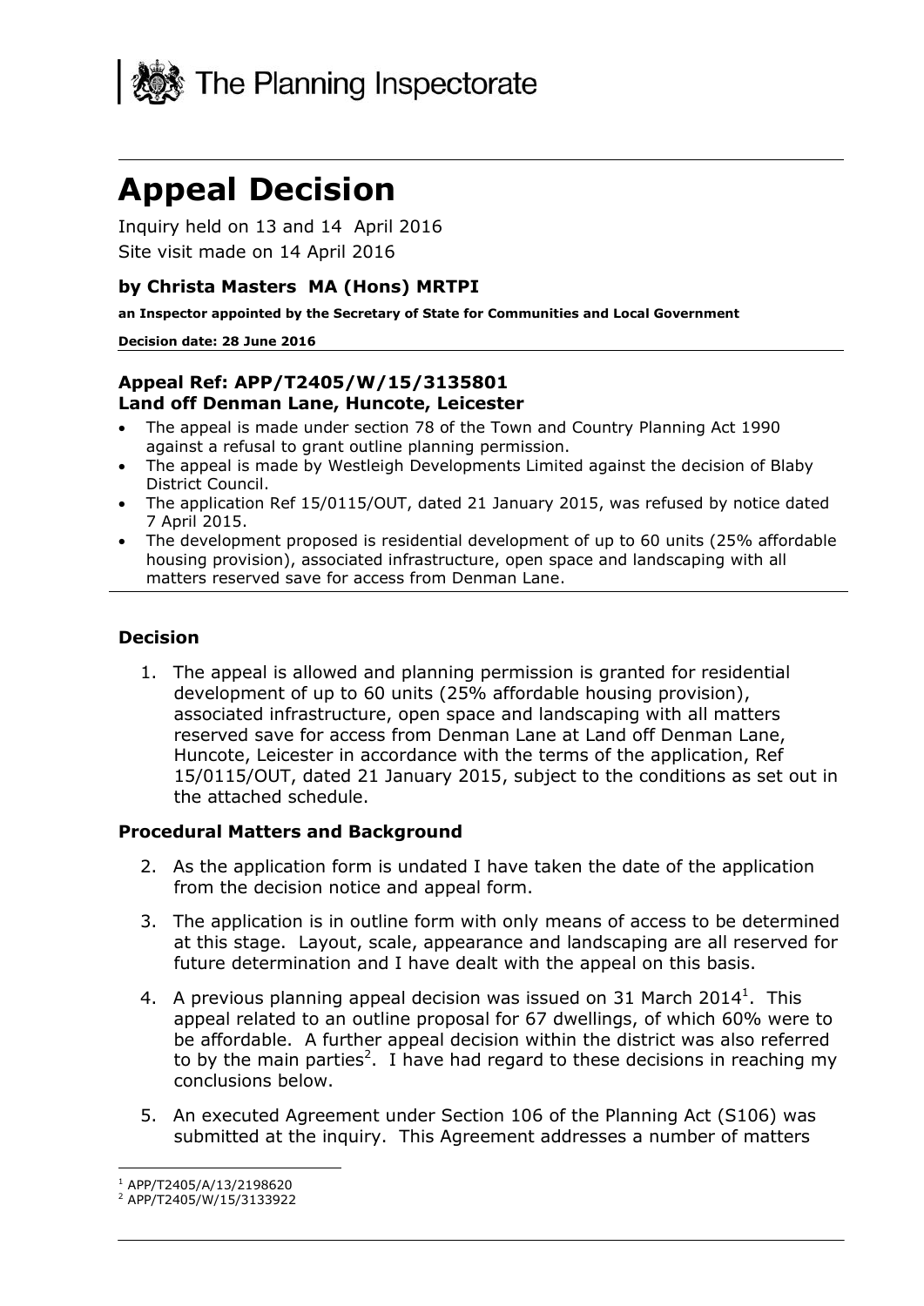The Planning Inspectorate

# Appeal Decision

Inquiry held on 13 and 14 April 2016

Site visit made on 14 April 2016

**by Christa Masters MA (Hons) MRTPI**

**an Inspector appointed by the Secretary of State for Communities and Local Government**

**Decision date: 28 June 2016**

**Appeal Ref: APP/T2405/W/15/3135801**
**Land off Denman Lane, Huncote, Leicester**

- The appeal is made under section 78 of the Town and Country Planning Act 1990 against a refusal to grant outline planning permission.
- The appeal is made by Westleigh Developments Limited against the decision of Blaby District Council.
- The application Ref 15/0115/OUT, dated 21 January 2015, was refused by notice dated 7 April 2015.
- The development proposed is residential development of up to 60 units (25% affordable housing provision), associated infrastructure, open space and landscaping with all matters reserved save for access from Denman Lane.

### Decision

1. The appeal is allowed and planning permission is granted for residential development of up to 60 units (25% affordable housing provision), associated infrastructure, open space and landscaping with all matters reserved save for access from Denman Lane at Land off Denman Lane, Huncote, Leicester in accordance with the terms of the application, Ref 15/0115/OUT, dated 21 January 2015, subject to the conditions as set out in the attached schedule.

### Procedural Matters and Background

2. As the application form is undated I have taken the date of the application from the decision notice and appeal form.
3. The application is in outline form with only means of access to be determined at this stage. Layout, scale, appearance and landscaping are all reserved for future determination and I have dealt with the appeal on this basis.
4. A previous planning appeal decision was issued on 31 March 2014[1]. This appeal related to an outline proposal for 67 dwellings, of which 60% were to be affordable. A further appeal decision within the district was also referred to by the main parties[2]. I have had regard to these decisions in reaching my conclusions below.
5. An executed Agreement under Section 106 of the Planning Act (S106) was submitted at the inquiry. This Agreement addresses a number of matters

[1] APP/T2405/A/13/2198620
[2] APP/T2405/W/15/3133922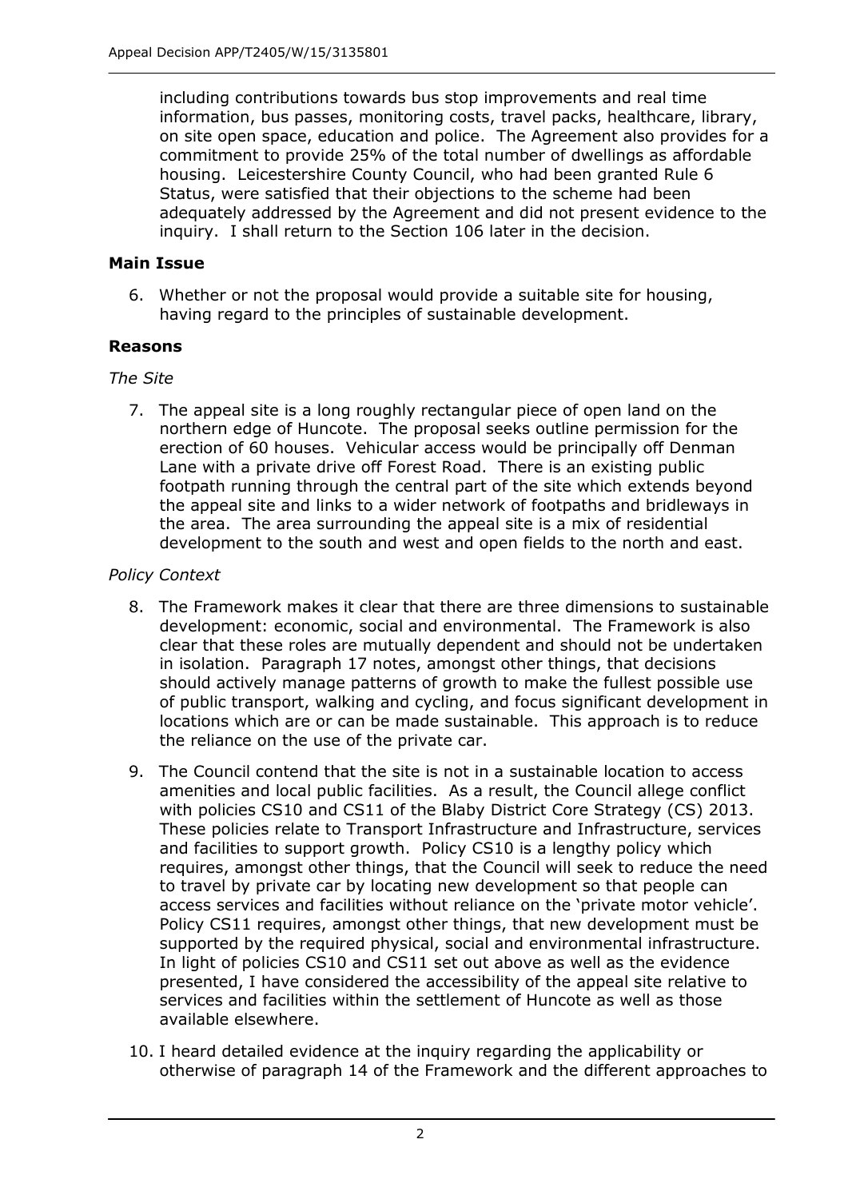including contributions towards bus stop improvements and real time information, bus passes, monitoring costs, travel packs, healthcare, library, on site open space, education and police. The Agreement also provides for a commitment to provide 25% of the total number of dwellings as affordable housing. Leicestershire County Council, who had been granted Rule 6 Status, were satisfied that their objections to the scheme had been adequately addressed by the Agreement and did not present evidence to the inquiry. I shall return to the Section 106 later in the decision.

## Main Issue

6. Whether or not the proposal would provide a suitable site for housing, having regard to the principles of sustainable development.

## Reasons

*The Site*

7. The appeal site is a long roughly rectangular piece of open land on the northern edge of Huncote. The proposal seeks outline permission for the erection of 60 houses. Vehicular access would be principally off Denman Lane with a private drive off Forest Road. There is an existing public footpath running through the central part of the site which extends beyond the appeal site and links to a wider network of footpaths and bridleways in the area. The area surrounding the appeal site is a mix of residential development to the south and west and open fields to the north and east.

*Policy Context*

8. The Framework makes it clear that there are three dimensions to sustainable development: economic, social and environmental. The Framework is also clear that these roles are mutually dependent and should not be undertaken in isolation. Paragraph 17 notes, amongst other things, that decisions should actively manage patterns of growth to make the fullest possible use of public transport, walking and cycling, and focus significant development in locations which are or can be made sustainable. This approach is to reduce the reliance on the use of the private car.

9. The Council contend that the site is not in a sustainable location to access amenities and local public facilities. As a result, the Council allege conflict with policies CS10 and CS11 of the Blaby District Core Strategy (CS) 2013. These policies relate to Transport Infrastructure and Infrastructure, services and facilities to support growth. Policy CS10 is a lengthy policy which requires, amongst other things, that the Council will seek to reduce the need to travel by private car by locating new development so that people can access services and facilities without reliance on the 'private motor vehicle'. Policy CS11 requires, amongst other things, that new development must be supported by the required physical, social and environmental infrastructure. In light of policies CS10 and CS11 set out above as well as the evidence presented, I have considered the accessibility of the appeal site relative to services and facilities within the settlement of Huncote as well as those available elsewhere.

10. I heard detailed evidence at the inquiry regarding the applicability or otherwise of paragraph 14 of the Framework and the different approaches to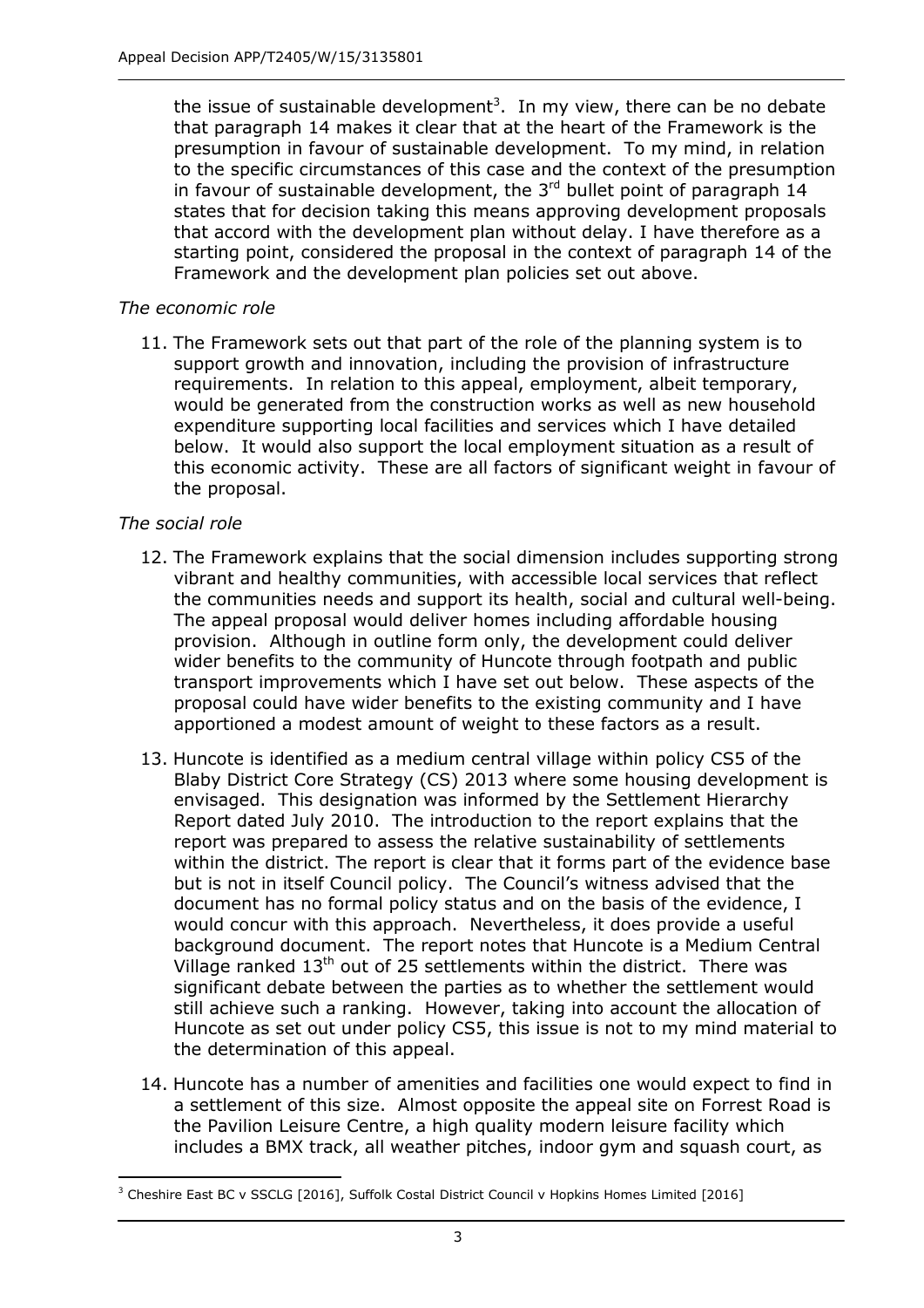the issue of sustainable development[3]. In my view, there can be no debate that paragraph 14 makes it clear that at the heart of the Framework is the presumption in favour of sustainable development. To my mind, in relation to the specific circumstances of this case and the context of the presumption in favour of sustainable development, the 3rd bullet point of paragraph 14 states that for decision taking this means approving development proposals that accord with the development plan without delay. I have therefore as a starting point, considered the proposal in the context of paragraph 14 of the Framework and the development plan policies set out above.

*The economic role*

11. The Framework sets out that part of the role of the planning system is to support growth and innovation, including the provision of infrastructure requirements. In relation to this appeal, employment, albeit temporary, would be generated from the construction works as well as new household expenditure supporting local facilities and services which I have detailed below. It would also support the local employment situation as a result of this economic activity. These are all factors of significant weight in favour of the proposal.

*The social role*

12. The Framework explains that the social dimension includes supporting strong vibrant and healthy communities, with accessible local services that reflect the communities needs and support its health, social and cultural well-being. The appeal proposal would deliver homes including affordable housing provision. Although in outline form only, the development could deliver wider benefits to the community of Huncote through footpath and public transport improvements which I have set out below. These aspects of the proposal could have wider benefits to the existing community and I have apportioned a modest amount of weight to these factors as a result.

13. Huncote is identified as a medium central village within policy CS5 of the Blaby District Core Strategy (CS) 2013 where some housing development is envisaged. This designation was informed by the Settlement Hierarchy Report dated July 2010. The introduction to the report explains that the report was prepared to assess the relative sustainability of settlements within the district. The report is clear that it forms part of the evidence base but is not in itself Council policy. The Council's witness advised that the document has no formal policy status and on the basis of the evidence, I would concur with this approach. Nevertheless, it does provide a useful background document. The report notes that Huncote is a Medium Central Village ranked 13th out of 25 settlements within the district. There was significant debate between the parties as to whether the settlement would still achieve such a ranking. However, taking into account the allocation of Huncote as set out under policy CS5, this issue is not to my mind material to the determination of this appeal.

14. Huncote has a number of amenities and facilities one would expect to find in a settlement of this size. Almost opposite the appeal site on Forrest Road is the Pavilion Leisure Centre, a high quality modern leisure facility which includes a BMX track, all weather pitches, indoor gym and squash court, as

[3] Cheshire East BC v SSCLG [2016], Suffolk Costal District Council v Hopkins Homes Limited [2016]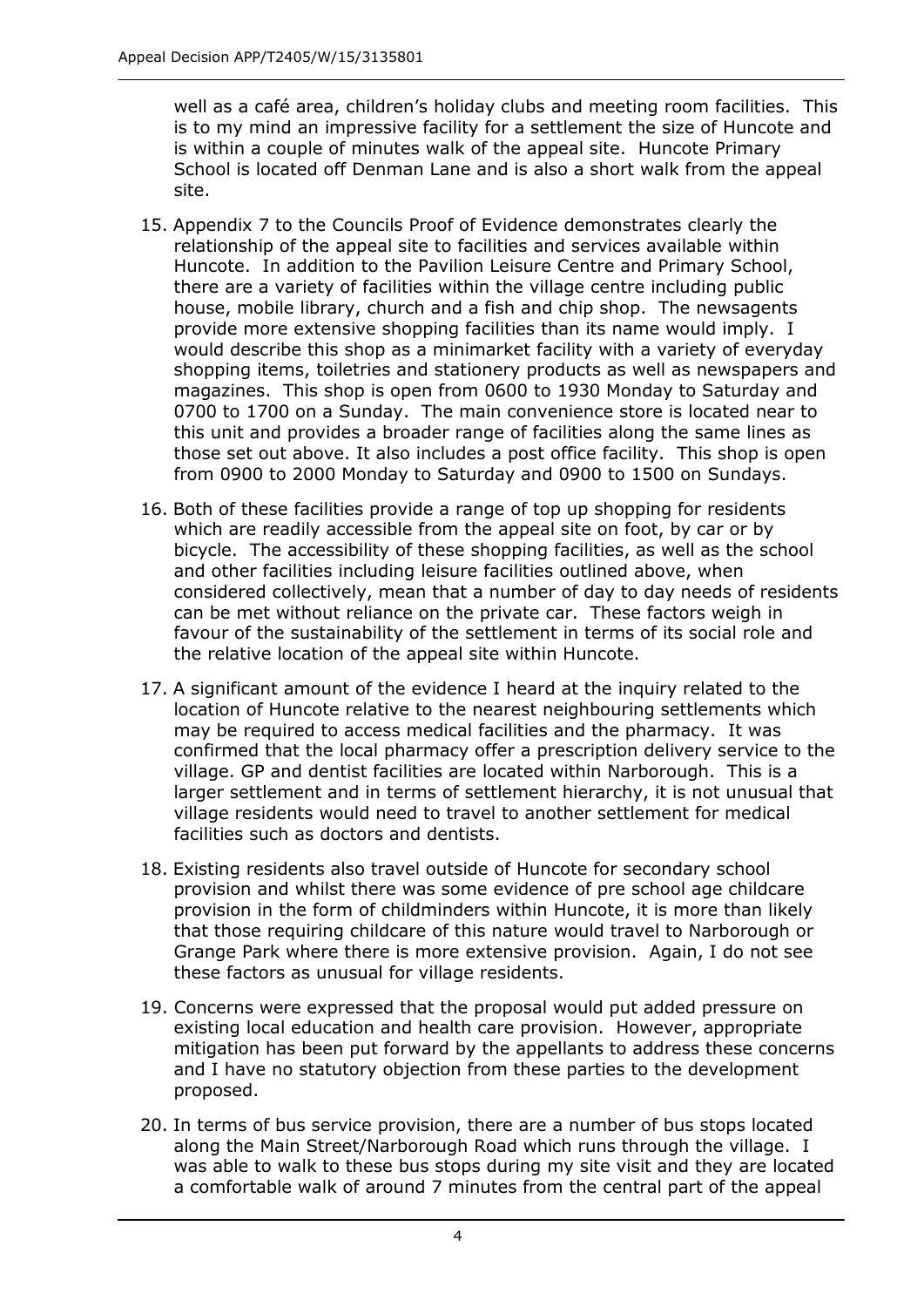well as a café area, children's holiday clubs and meeting room facilities. This is to my mind an impressive facility for a settlement the size of Huncote and is within a couple of minutes walk of the appeal site. Huncote Primary School is located off Denman Lane and is also a short walk from the appeal site.

15. Appendix 7 to the Councils Proof of Evidence demonstrates clearly the relationship of the appeal site to facilities and services available within Huncote. In addition to the Pavilion Leisure Centre and Primary School, there are a variety of facilities within the village centre including public house, mobile library, church and a fish and chip shop. The newsagents provide more extensive shopping facilities than its name would imply. I would describe this shop as a minimarket facility with a variety of everyday shopping items, toiletries and stationery products as well as newspapers and magazines. This shop is open from 0600 to 1930 Monday to Saturday and 0700 to 1700 on a Sunday. The main convenience store is located near to this unit and provides a broader range of facilities along the same lines as those set out above. It also includes a post office facility. This shop is open from 0900 to 2000 Monday to Saturday and 0900 to 1500 on Sundays.

16. Both of these facilities provide a range of top up shopping for residents which are readily accessible from the appeal site on foot, by car or by bicycle. The accessibility of these shopping facilities, as well as the school and other facilities including leisure facilities outlined above, when considered collectively, mean that a number of day to day needs of residents can be met without reliance on the private car. These factors weigh in favour of the sustainability of the settlement in terms of its social role and the relative location of the appeal site within Huncote.

17. A significant amount of the evidence I heard at the inquiry related to the location of Huncote relative to the nearest neighbouring settlements which may be required to access medical facilities and the pharmacy. It was confirmed that the local pharmacy offer a prescription delivery service to the village. GP and dentist facilities are located within Narborough. This is a larger settlement and in terms of settlement hierarchy, it is not unusual that village residents would need to travel to another settlement for medical facilities such as doctors and dentists.

18. Existing residents also travel outside of Huncote for secondary school provision and whilst there was some evidence of pre school age childcare provision in the form of childminders within Huncote, it is more than likely that those requiring childcare of this nature would travel to Narborough or Grange Park where there is more extensive provision. Again, I do not see these factors as unusual for village residents.

19. Concerns were expressed that the proposal would put added pressure on existing local education and health care provision. However, appropriate mitigation has been put forward by the appellants to address these concerns and I have no statutory objection from these parties to the development proposed.

20. In terms of bus service provision, there are a number of bus stops located along the Main Street/Narborough Road which runs through the village. I was able to walk to these bus stops during my site visit and they are located a comfortable walk of around 7 minutes from the central part of the appeal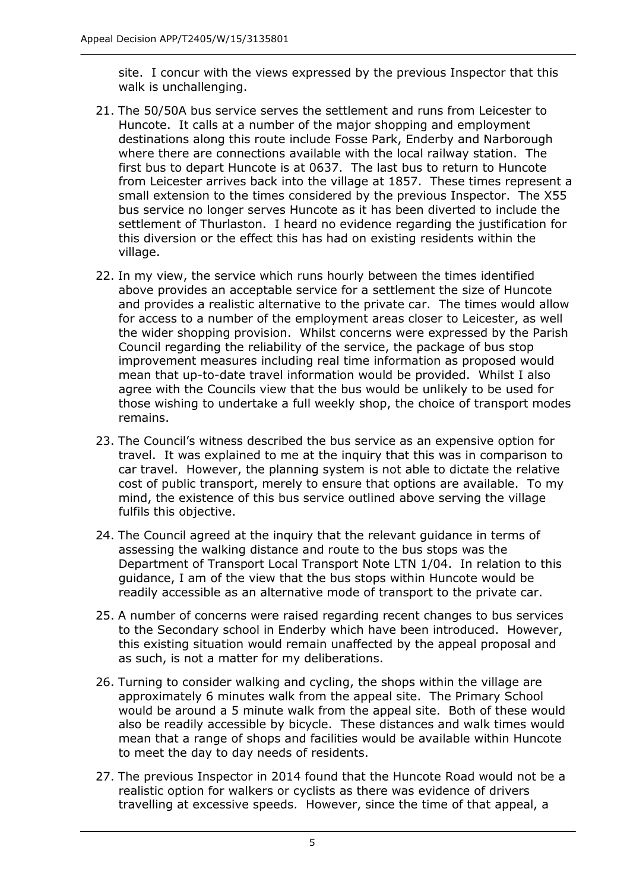site. I concur with the views expressed by the previous Inspector that this walk is unchallenging.

21. The 50/50A bus service serves the settlement and runs from Leicester to Huncote. It calls at a number of the major shopping and employment destinations along this route include Fosse Park, Enderby and Narborough where there are connections available with the local railway station. The first bus to depart Huncote is at 0637. The last bus to return to Huncote from Leicester arrives back into the village at 1857. These times represent a small extension to the times considered by the previous Inspector. The X55 bus service no longer serves Huncote as it has been diverted to include the settlement of Thurlaston. I heard no evidence regarding the justification for this diversion or the effect this has had on existing residents within the village.

22. In my view, the service which runs hourly between the times identified above provides an acceptable service for a settlement the size of Huncote and provides a realistic alternative to the private car. The times would allow for access to a number of the employment areas closer to Leicester, as well the wider shopping provision. Whilst concerns were expressed by the Parish Council regarding the reliability of the service, the package of bus stop improvement measures including real time information as proposed would mean that up-to-date travel information would be provided. Whilst I also agree with the Councils view that the bus would be unlikely to be used for those wishing to undertake a full weekly shop, the choice of transport modes remains.

23. The Council's witness described the bus service as an expensive option for travel. It was explained to me at the inquiry that this was in comparison to car travel. However, the planning system is not able to dictate the relative cost of public transport, merely to ensure that options are available. To my mind, the existence of this bus service outlined above serving the village fulfils this objective.

24. The Council agreed at the inquiry that the relevant guidance in terms of assessing the walking distance and route to the bus stops was the Department of Transport Local Transport Note LTN 1/04. In relation to this guidance, I am of the view that the bus stops within Huncote would be readily accessible as an alternative mode of transport to the private car.

25. A number of concerns were raised regarding recent changes to bus services to the Secondary school in Enderby which have been introduced. However, this existing situation would remain unaffected by the appeal proposal and as such, is not a matter for my deliberations.

26. Turning to consider walking and cycling, the shops within the village are approximately 6 minutes walk from the appeal site. The Primary School would be around a 5 minute walk from the appeal site. Both of these would also be readily accessible by bicycle. These distances and walk times would mean that a range of shops and facilities would be available within Huncote to meet the day to day needs of residents.

27. The previous Inspector in 2014 found that the Huncote Road would not be a realistic option for walkers or cyclists as there was evidence of drivers travelling at excessive speeds. However, since the time of that appeal, a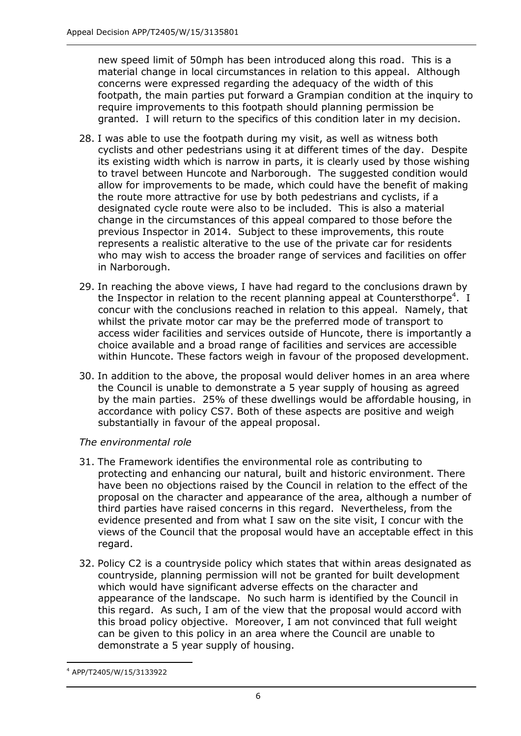new speed limit of 50mph has been introduced along this road. This is a material change in local circumstances in relation to this appeal. Although concerns were expressed regarding the adequacy of the width of this footpath, the main parties put forward a Grampian condition at the inquiry to require improvements to this footpath should planning permission be granted. I will return to the specifics of this condition later in my decision.

28. I was able to use the footpath during my visit, as well as witness both cyclists and other pedestrians using it at different times of the day. Despite its existing width which is narrow in parts, it is clearly used by those wishing to travel between Huncote and Narborough. The suggested condition would allow for improvements to be made, which could have the benefit of making the route more attractive for use by both pedestrians and cyclists, if a designated cycle route were also to be included. This is also a material change in the circumstances of this appeal compared to those before the previous Inspector in 2014. Subject to these improvements, this route represents a realistic alterative to the use of the private car for residents who may wish to access the broader range of services and facilities on offer in Narborough.

29. In reaching the above views, I have had regard to the conclusions drawn by the Inspector in relation to the recent planning appeal at Countersthorpe[4]. I concur with the conclusions reached in relation to this appeal. Namely, that whilst the private motor car may be the preferred mode of transport to access wider facilities and services outside of Huncote, there is importantly a choice available and a broad range of facilities and services are accessible within Huncote. These factors weigh in favour of the proposed development.

30. In addition to the above, the proposal would deliver homes in an area where the Council is unable to demonstrate a 5 year supply of housing as agreed by the main parties. 25% of these dwellings would be affordable housing, in accordance with policy CS7. Both of these aspects are positive and weigh substantially in favour of the appeal proposal.

*The environmental role*

31. The Framework identifies the environmental role as contributing to protecting and enhancing our natural, built and historic environment. There have been no objections raised by the Council in relation to the effect of the proposal on the character and appearance of the area, although a number of third parties have raised concerns in this regard. Nevertheless, from the evidence presented and from what I saw on the site visit, I concur with the views of the Council that the proposal would have an acceptable effect in this regard.

32. Policy C2 is a countryside policy which states that within areas designated as countryside, planning permission will not be granted for built development which would have significant adverse effects on the character and appearance of the landscape. No such harm is identified by the Council in this regard. As such, I am of the view that the proposal would accord with this broad policy objective. Moreover, I am not convinced that full weight can be given to this policy in an area where the Council are unable to demonstrate a 5 year supply of housing.

---

[4] APP/T2405/W/15/3133922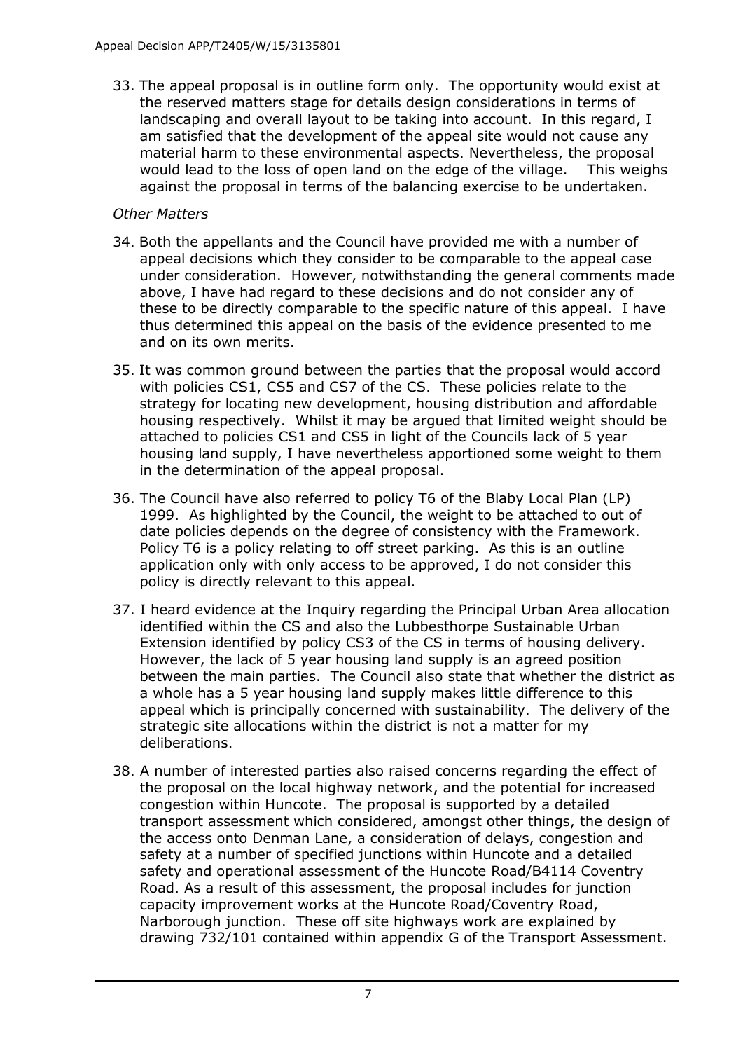33. The appeal proposal is in outline form only. The opportunity would exist at the reserved matters stage for details design considerations in terms of landscaping and overall layout to be taking into account. In this regard, I am satisfied that the development of the appeal site would not cause any material harm to these environmental aspects. Nevertheless, the proposal would lead to the loss of open land on the edge of the village. This weighs against the proposal in terms of the balancing exercise to be undertaken.

*Other Matters*

34. Both the appellants and the Council have provided me with a number of appeal decisions which they consider to be comparable to the appeal case under consideration. However, notwithstanding the general comments made above, I have had regard to these decisions and do not consider any of these to be directly comparable to the specific nature of this appeal. I have thus determined this appeal on the basis of the evidence presented to me and on its own merits.

35. It was common ground between the parties that the proposal would accord with policies CS1, CS5 and CS7 of the CS. These policies relate to the strategy for locating new development, housing distribution and affordable housing respectively. Whilst it may be argued that limited weight should be attached to policies CS1 and CS5 in light of the Councils lack of 5 year housing land supply, I have nevertheless apportioned some weight to them in the determination of the appeal proposal.

36. The Council have also referred to policy T6 of the Blaby Local Plan (LP) 1999. As highlighted by the Council, the weight to be attached to out of date policies depends on the degree of consistency with the Framework. Policy T6 is a policy relating to off street parking. As this is an outline application only with only access to be approved, I do not consider this policy is directly relevant to this appeal.

37. I heard evidence at the Inquiry regarding the Principal Urban Area allocation identified within the CS and also the Lubbesthorpe Sustainable Urban Extension identified by policy CS3 of the CS in terms of housing delivery. However, the lack of 5 year housing land supply is an agreed position between the main parties. The Council also state that whether the district as a whole has a 5 year housing land supply makes little difference to this appeal which is principally concerned with sustainability. The delivery of the strategic site allocations within the district is not a matter for my deliberations.

38. A number of interested parties also raised concerns regarding the effect of the proposal on the local highway network, and the potential for increased congestion within Huncote. The proposal is supported by a detailed transport assessment which considered, amongst other things, the design of the access onto Denman Lane, a consideration of delays, congestion and safety at a number of specified junctions within Huncote and a detailed safety and operational assessment of the Huncote Road/B4114 Coventry Road. As a result of this assessment, the proposal includes for junction capacity improvement works at the Huncote Road/Coventry Road, Narborough junction. These off site highways work are explained by drawing 732/101 contained within appendix G of the Transport Assessment.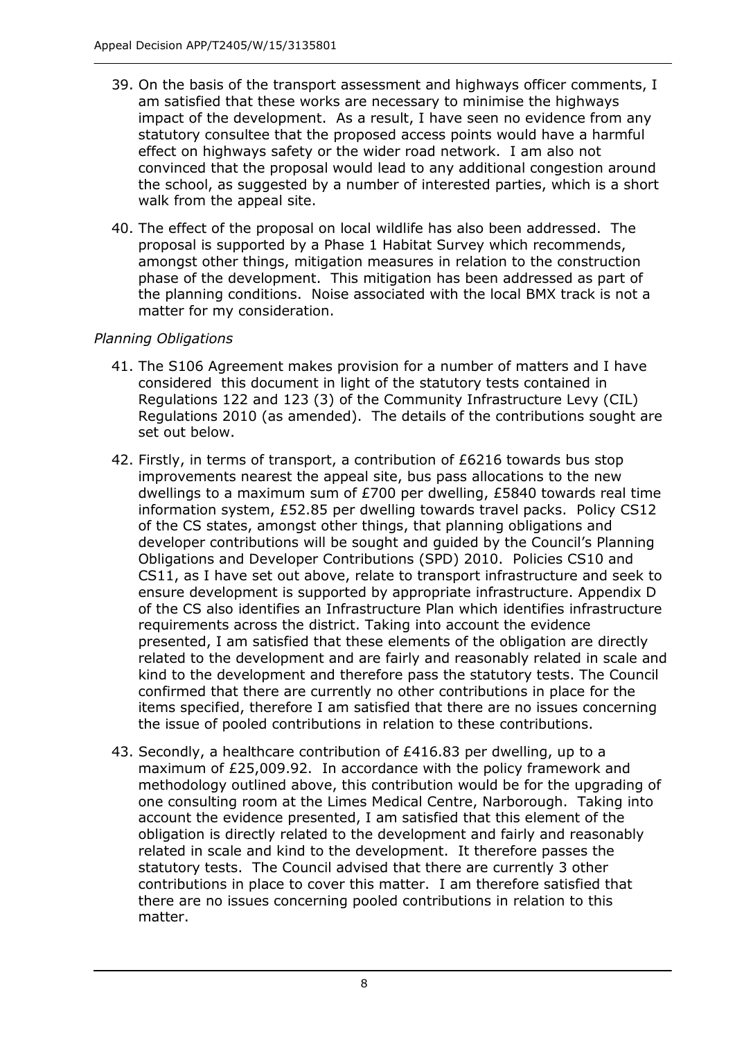39. On the basis of the transport assessment and highways officer comments, I am satisfied that these works are necessary to minimise the highways impact of the development. As a result, I have seen no evidence from any statutory consultee that the proposed access points would have a harmful effect on highways safety or the wider road network. I am also not convinced that the proposal would lead to any additional congestion around the school, as suggested by a number of interested parties, which is a short walk from the appeal site.

40. The effect of the proposal on local wildlife has also been addressed. The proposal is supported by a Phase 1 Habitat Survey which recommends, amongst other things, mitigation measures in relation to the construction phase of the development. This mitigation has been addressed as part of the planning conditions. Noise associated with the local BMX track is not a matter for my consideration.

*Planning Obligations*

41. The S106 Agreement makes provision for a number of matters and I have considered this document in light of the statutory tests contained in Regulations 122 and 123 (3) of the Community Infrastructure Levy (CIL) Regulations 2010 (as amended). The details of the contributions sought are set out below.

42. Firstly, in terms of transport, a contribution of £6216 towards bus stop improvements nearest the appeal site, bus pass allocations to the new dwellings to a maximum sum of £700 per dwelling, £5840 towards real time information system, £52.85 per dwelling towards travel packs. Policy CS12 of the CS states, amongst other things, that planning obligations and developer contributions will be sought and guided by the Council's Planning Obligations and Developer Contributions (SPD) 2010. Policies CS10 and CS11, as I have set out above, relate to transport infrastructure and seek to ensure development is supported by appropriate infrastructure. Appendix D of the CS also identifies an Infrastructure Plan which identifies infrastructure requirements across the district. Taking into account the evidence presented, I am satisfied that these elements of the obligation are directly related to the development and are fairly and reasonably related in scale and kind to the development and therefore pass the statutory tests. The Council confirmed that there are currently no other contributions in place for the items specified, therefore I am satisfied that there are no issues concerning the issue of pooled contributions in relation to these contributions.

43. Secondly, a healthcare contribution of £416.83 per dwelling, up to a maximum of £25,009.92. In accordance with the policy framework and methodology outlined above, this contribution would be for the upgrading of one consulting room at the Limes Medical Centre, Narborough. Taking into account the evidence presented, I am satisfied that this element of the obligation is directly related to the development and fairly and reasonably related in scale and kind to the development. It therefore passes the statutory tests. The Council advised that there are currently 3 other contributions in place to cover this matter. I am therefore satisfied that there are no issues concerning pooled contributions in relation to this matter.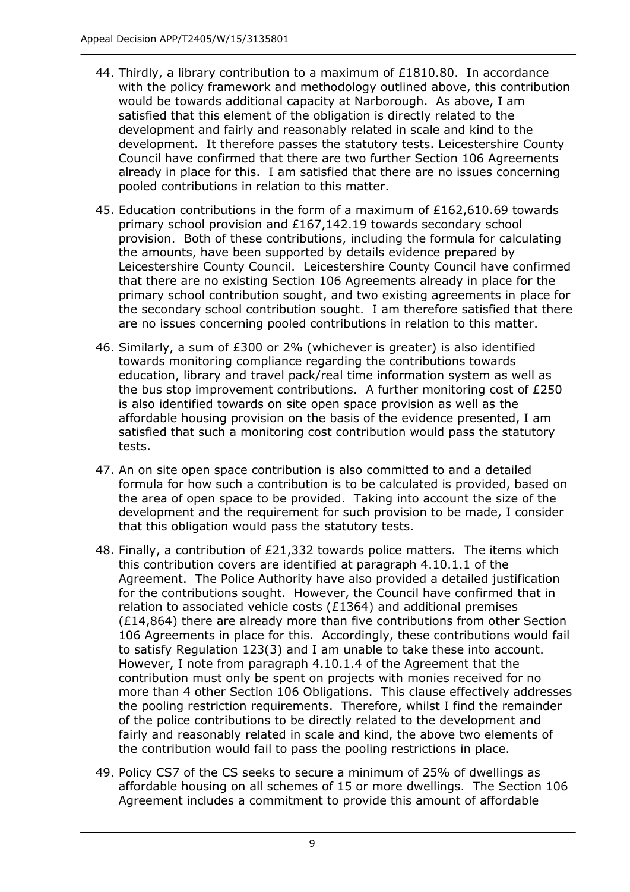44. Thirdly, a library contribution to a maximum of £1810.80. In accordance with the policy framework and methodology outlined above, this contribution would be towards additional capacity at Narborough. As above, I am satisfied that this element of the obligation is directly related to the development and fairly and reasonably related in scale and kind to the development. It therefore passes the statutory tests. Leicestershire County Council have confirmed that there are two further Section 106 Agreements already in place for this. I am satisfied that there are no issues concerning pooled contributions in relation to this matter.

45. Education contributions in the form of a maximum of £162,610.69 towards primary school provision and £167,142.19 towards secondary school provision. Both of these contributions, including the formula for calculating the amounts, have been supported by details evidence prepared by Leicestershire County Council. Leicestershire County Council have confirmed that there are no existing Section 106 Agreements already in place for the primary school contribution sought, and two existing agreements in place for the secondary school contribution sought. I am therefore satisfied that there are no issues concerning pooled contributions in relation to this matter.

46. Similarly, a sum of £300 or 2% (whichever is greater) is also identified towards monitoring compliance regarding the contributions towards education, library and travel pack/real time information system as well as the bus stop improvement contributions. A further monitoring cost of £250 is also identified towards on site open space provision as well as the affordable housing provision on the basis of the evidence presented, I am satisfied that such a monitoring cost contribution would pass the statutory tests.

47. An on site open space contribution is also committed to and a detailed formula for how such a contribution is to be calculated is provided, based on the area of open space to be provided. Taking into account the size of the development and the requirement for such provision to be made, I consider that this obligation would pass the statutory tests.

48. Finally, a contribution of £21,332 towards police matters. The items which this contribution covers are identified at paragraph 4.10.1.1 of the Agreement. The Police Authority have also provided a detailed justification for the contributions sought. However, the Council have confirmed that in relation to associated vehicle costs (£1364) and additional premises (£14,864) there are already more than five contributions from other Section 106 Agreements in place for this. Accordingly, these contributions would fail to satisfy Regulation 123(3) and I am unable to take these into account. However, I note from paragraph 4.10.1.4 of the Agreement that the contribution must only be spent on projects with monies received for no more than 4 other Section 106 Obligations. This clause effectively addresses the pooling restriction requirements. Therefore, whilst I find the remainder of the police contributions to be directly related to the development and fairly and reasonably related in scale and kind, the above two elements of the contribution would fail to pass the pooling restrictions in place.

49. Policy CS7 of the CS seeks to secure a minimum of 25% of dwellings as affordable housing on all schemes of 15 or more dwellings. The Section 106 Agreement includes a commitment to provide this amount of affordable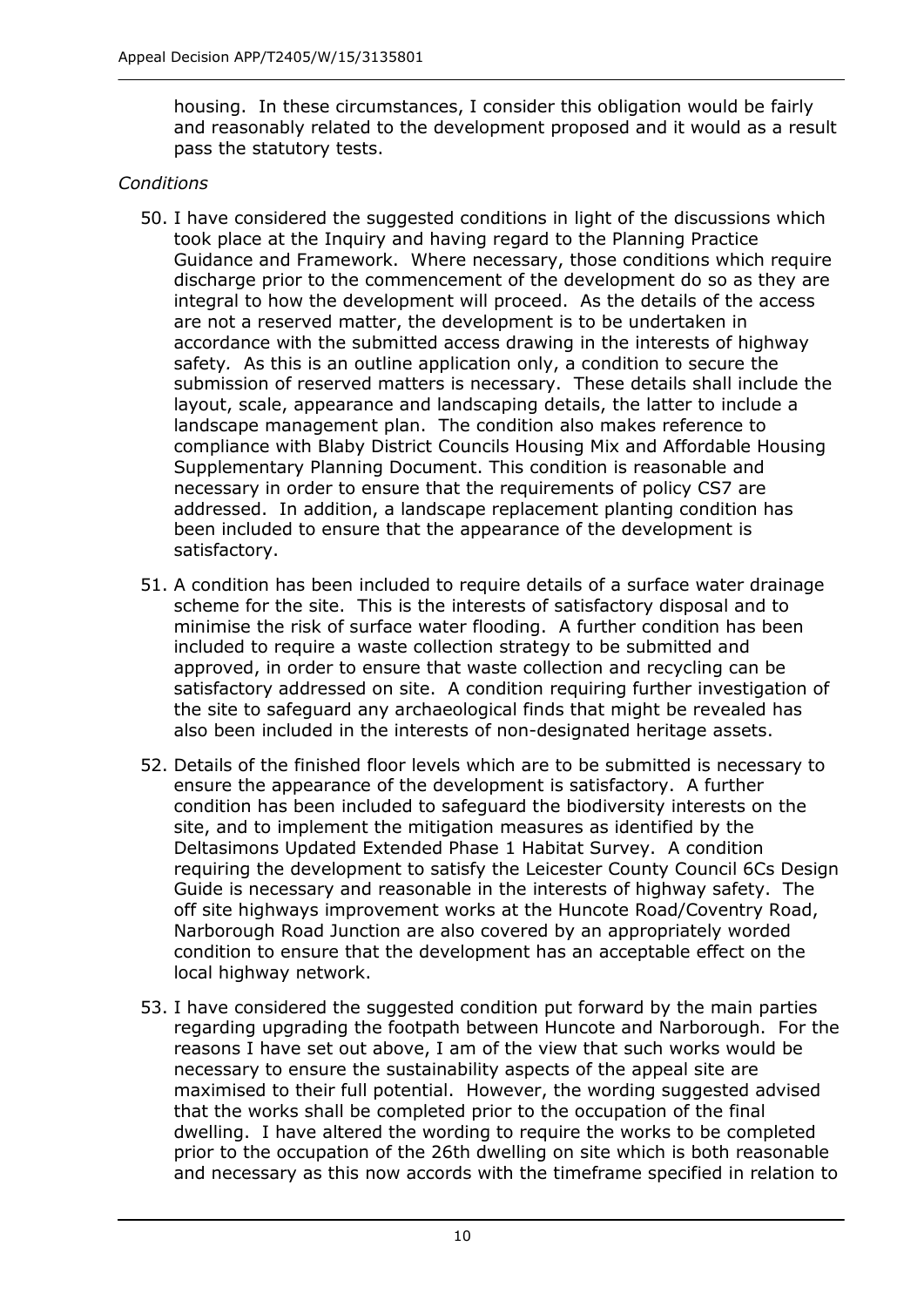housing. In these circumstances, I consider this obligation would be fairly and reasonably related to the development proposed and it would as a result pass the statutory tests.

*Conditions*

50. I have considered the suggested conditions in light of the discussions which took place at the Inquiry and having regard to the Planning Practice Guidance and Framework. Where necessary, those conditions which require discharge prior to the commencement of the development do so as they are integral to how the development will proceed. As the details of the access are not a reserved matter, the development is to be undertaken in accordance with the submitted access drawing in the interests of highway safety. As this is an outline application only, a condition to secure the submission of reserved matters is necessary. These details shall include the layout, scale, appearance and landscaping details, the latter to include a landscape management plan. The condition also makes reference to compliance with Blaby District Councils Housing Mix and Affordable Housing Supplementary Planning Document. This condition is reasonable and necessary in order to ensure that the requirements of policy CS7 are addressed. In addition, a landscape replacement planting condition has been included to ensure that the appearance of the development is satisfactory.

51. A condition has been included to require details of a surface water drainage scheme for the site. This is the interests of satisfactory disposal and to minimise the risk of surface water flooding. A further condition has been included to require a waste collection strategy to be submitted and approved, in order to ensure that waste collection and recycling can be satisfactory addressed on site. A condition requiring further investigation of the site to safeguard any archaeological finds that might be revealed has also been included in the interests of non-designated heritage assets.

52. Details of the finished floor levels which are to be submitted is necessary to ensure the appearance of the development is satisfactory. A further condition has been included to safeguard the biodiversity interests on the site, and to implement the mitigation measures as identified by the Deltasimons Updated Extended Phase 1 Habitat Survey. A condition requiring the development to satisfy the Leicester County Council 6Cs Design Guide is necessary and reasonable in the interests of highway safety. The off site highways improvement works at the Huncote Road/Coventry Road, Narborough Road Junction are also covered by an appropriately worded condition to ensure that the development has an acceptable effect on the local highway network.

53. I have considered the suggested condition put forward by the main parties regarding upgrading the footpath between Huncote and Narborough. For the reasons I have set out above, I am of the view that such works would be necessary to ensure the sustainability aspects of the appeal site are maximised to their full potential. However, the wording suggested advised that the works shall be completed prior to the occupation of the final dwelling. I have altered the wording to require the works to be completed prior to the occupation of the 26th dwelling on site which is both reasonable and necessary as this now accords with the timeframe specified in relation to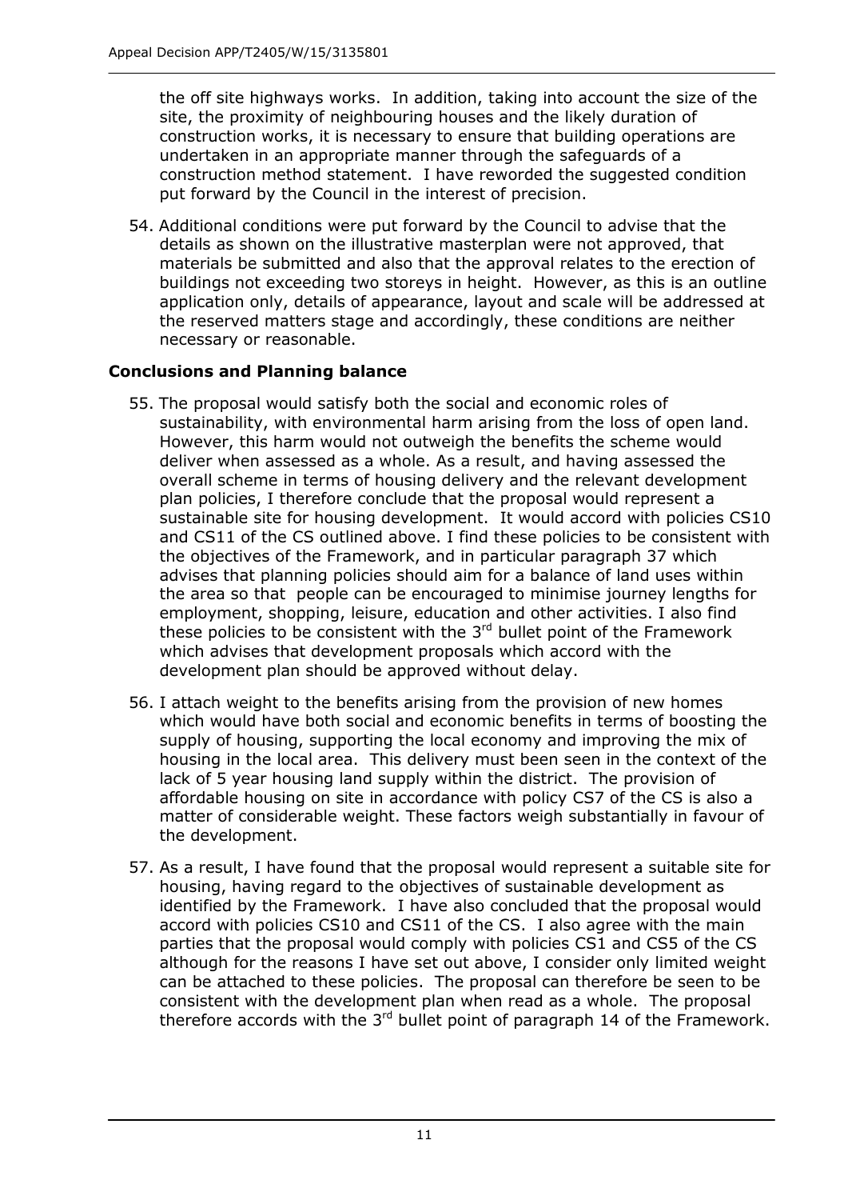the off site highways works. In addition, taking into account the size of the site, the proximity of neighbouring houses and the likely duration of construction works, it is necessary to ensure that building operations are undertaken in an appropriate manner through the safeguards of a construction method statement. I have reworded the suggested condition put forward by the Council in the interest of precision.

54. Additional conditions were put forward by the Council to advise that the details as shown on the illustrative masterplan were not approved, that materials be submitted and also that the approval relates to the erection of buildings not exceeding two storeys in height. However, as this is an outline application only, details of appearance, layout and scale will be addressed at the reserved matters stage and accordingly, these conditions are neither necessary or reasonable.

## Conclusions and Planning balance

55. The proposal would satisfy both the social and economic roles of sustainability, with environmental harm arising from the loss of open land. However, this harm would not outweigh the benefits the scheme would deliver when assessed as a whole. As a result, and having assessed the overall scheme in terms of housing delivery and the relevant development plan policies, I therefore conclude that the proposal would represent a sustainable site for housing development. It would accord with policies CS10 and CS11 of the CS outlined above. I find these policies to be consistent with the objectives of the Framework, and in particular paragraph 37 which advises that planning policies should aim for a balance of land uses within the area so that people can be encouraged to minimise journey lengths for employment, shopping, leisure, education and other activities. I also find these policies to be consistent with the 3rd bullet point of the Framework which advises that development proposals which accord with the development plan should be approved without delay.

56. I attach weight to the benefits arising from the provision of new homes which would have both social and economic benefits in terms of boosting the supply of housing, supporting the local economy and improving the mix of housing in the local area. This delivery must been seen in the context of the lack of 5 year housing land supply within the district. The provision of affordable housing on site in accordance with policy CS7 of the CS is also a matter of considerable weight. These factors weigh substantially in favour of the development.

57. As a result, I have found that the proposal would represent a suitable site for housing, having regard to the objectives of sustainable development as identified by the Framework. I have also concluded that the proposal would accord with policies CS10 and CS11 of the CS. I also agree with the main parties that the proposal would comply with policies CS1 and CS5 of the CS although for the reasons I have set out above, I consider only limited weight can be attached to these policies. The proposal can therefore be seen to be consistent with the development plan when read as a whole. The proposal therefore accords with the 3rd bullet point of paragraph 14 of the Framework.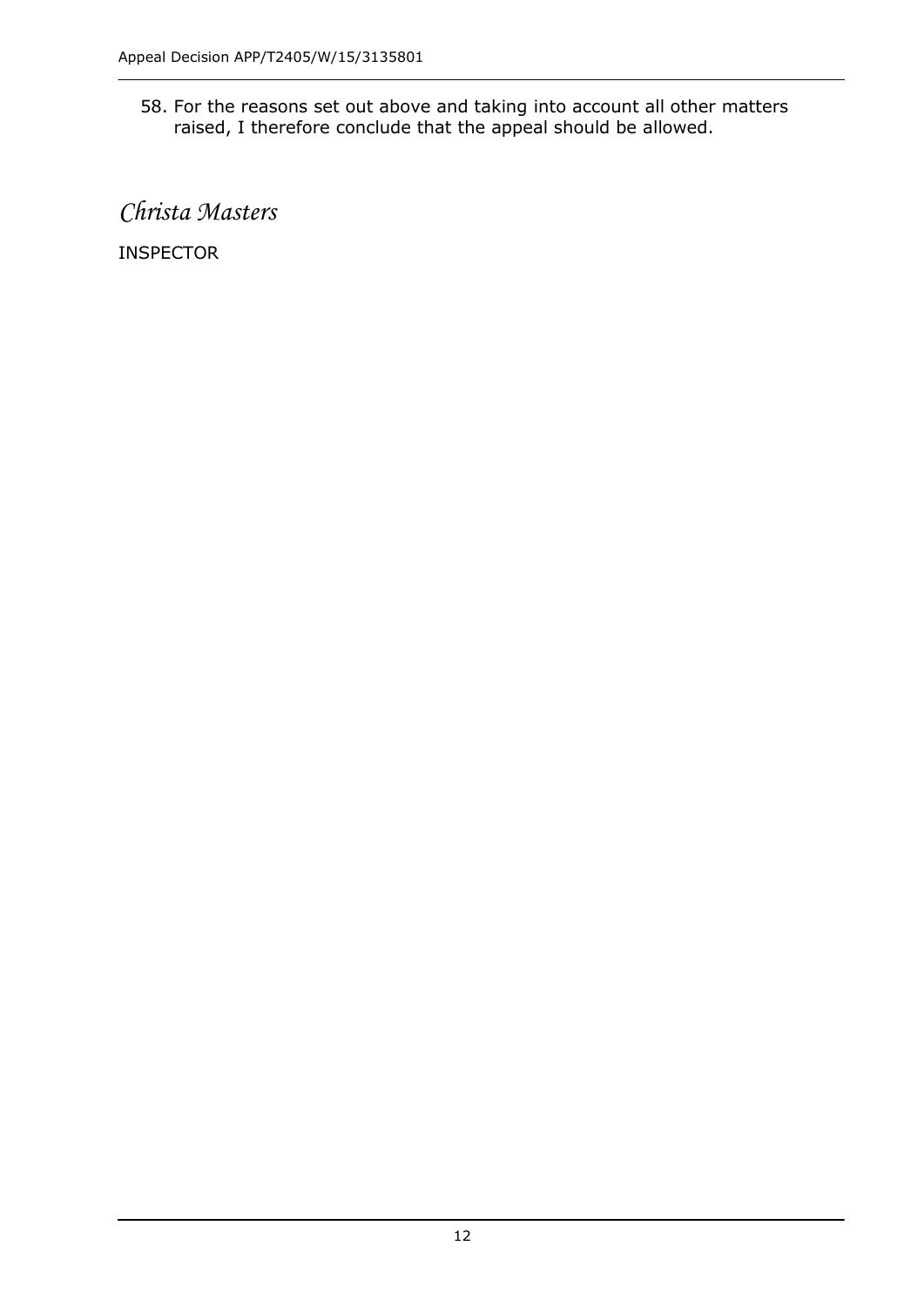58. For the reasons set out above and taking into account all other matters raised, I therefore conclude that the appeal should be allowed.

*Christa Masters*

INSPECTOR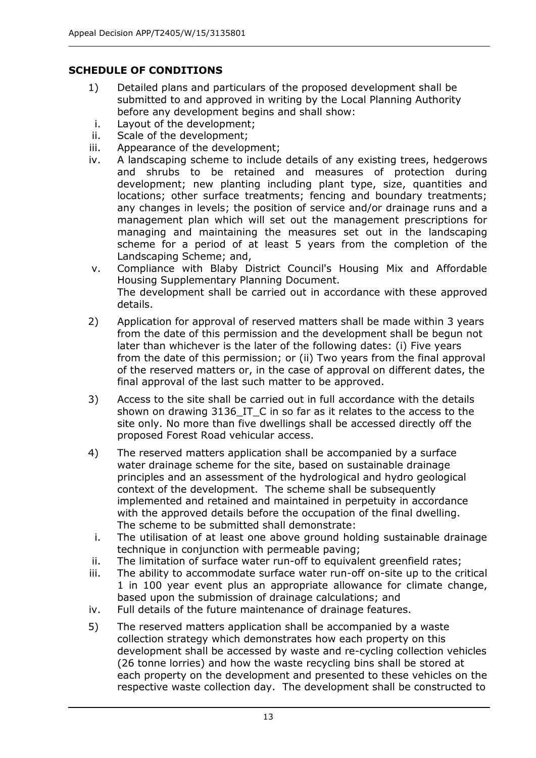## SCHEDULE OF CONDITIONS

1) Detailed plans and particulars of the proposed development shall be submitted to and approved in writing by the Local Planning Authority before any development begins and shall show:
   i. Layout of the development;
   ii. Scale of the development;
   iii. Appearance of the development;
   iv. A landscaping scheme to include details of any existing trees, hedgerows and shrubs to be retained and measures of protection during development; new planting including plant type, size, quantities and locations; other surface treatments; fencing and boundary treatments; any changes in levels; the position of service and/or drainage runs and a management plan which will set out the management prescriptions for managing and maintaining the measures set out in the landscaping scheme for a period of at least 5 years from the completion of the Landscaping Scheme; and,
   v. Compliance with Blaby District Council's Housing Mix and Affordable Housing Supplementary Planning Document.

   The development shall be carried out in accordance with these approved details.

2) Application for approval of reserved matters shall be made within 3 years from the date of this permission and the development shall be begun not later than whichever is the later of the following dates: (i) Five years from the date of this permission; or (ii) Two years from the final approval of the reserved matters or, in the case of approval on different dates, the final approval of the last such matter to be approved.

3) Access to the site shall be carried out in full accordance with the details shown on drawing 3136_IT_C in so far as it relates to the access to the site only. No more than five dwellings shall be accessed directly off the proposed Forest Road vehicular access.

4) The reserved matters application shall be accompanied by a surface water drainage scheme for the site, based on sustainable drainage principles and an assessment of the hydrological and hydro geological context of the development. The scheme shall be subsequently implemented and retained and maintained in perpetuity in accordance with the approved details before the occupation of the final dwelling. The scheme to be submitted shall demonstrate:
   i. The utilisation of at least one above ground holding sustainable drainage technique in conjunction with permeable paving;
   ii. The limitation of surface water run-off to equivalent greenfield rates;
   iii. The ability to accommodate surface water run-off on-site up to the critical 1 in 100 year event plus an appropriate allowance for climate change, based upon the submission of drainage calculations; and
   iv. Full details of the future maintenance of drainage features.

5) The reserved matters application shall be accompanied by a waste collection strategy which demonstrates how each property on this development shall be accessed by waste and re-cycling collection vehicles (26 tonne lorries) and how the waste recycling bins shall be stored at each property on the development and presented to these vehicles on the respective waste collection day. The development shall be constructed to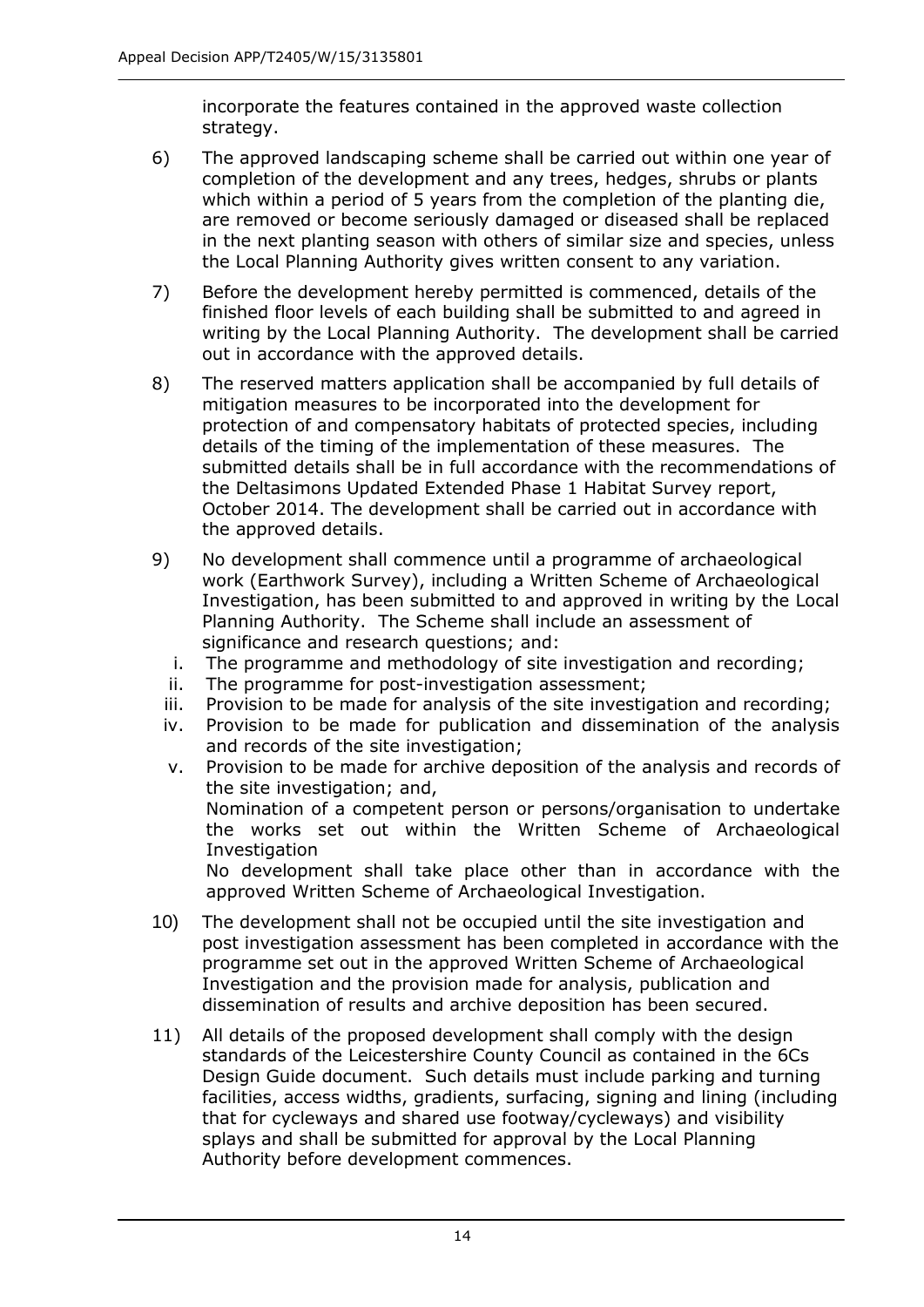incorporate the features contained in the approved waste collection strategy.

6) The approved landscaping scheme shall be carried out within one year of completion of the development and any trees, hedges, shrubs or plants which within a period of 5 years from the completion of the planting die, are removed or become seriously damaged or diseased shall be replaced in the next planting season with others of similar size and species, unless the Local Planning Authority gives written consent to any variation.

7) Before the development hereby permitted is commenced, details of the finished floor levels of each building shall be submitted to and agreed in writing by the Local Planning Authority. The development shall be carried out in accordance with the approved details.

8) The reserved matters application shall be accompanied by full details of mitigation measures to be incorporated into the development for protection of and compensatory habitats of protected species, including details of the timing of the implementation of these measures. The submitted details shall be in full accordance with the recommendations of the Deltasimons Updated Extended Phase 1 Habitat Survey report, October 2014. The development shall be carried out in accordance with the approved details.

9) No development shall commence until a programme of archaeological work (Earthwork Survey), including a Written Scheme of Archaeological Investigation, has been submitted to and approved in writing by the Local Planning Authority. The Scheme shall include an assessment of significance and research questions; and:

   i. The programme and methodology of site investigation and recording;
   ii. The programme for post-investigation assessment;
   iii. Provision to be made for analysis of the site investigation and recording;
   iv. Provision to be made for publication and dissemination of the analysis and records of the site investigation;
   v. Provision to be made for archive deposition of the analysis and records of the site investigation; and,
   Nomination of a competent person or persons/organisation to undertake the works set out within the Written Scheme of Archaeological Investigation
   No development shall take place other than in accordance with the approved Written Scheme of Archaeological Investigation.

10) The development shall not be occupied until the site investigation and post investigation assessment has been completed in accordance with the programme set out in the approved Written Scheme of Archaeological Investigation and the provision made for analysis, publication and dissemination of results and archive deposition has been secured.

11) All details of the proposed development shall comply with the design standards of the Leicestershire County Council as contained in the 6Cs Design Guide document. Such details must include parking and turning facilities, access widths, gradients, surfacing, signing and lining (including that for cycleways and shared use footway/cycleways) and visibility splays and shall be submitted for approval by the Local Planning Authority before development commences.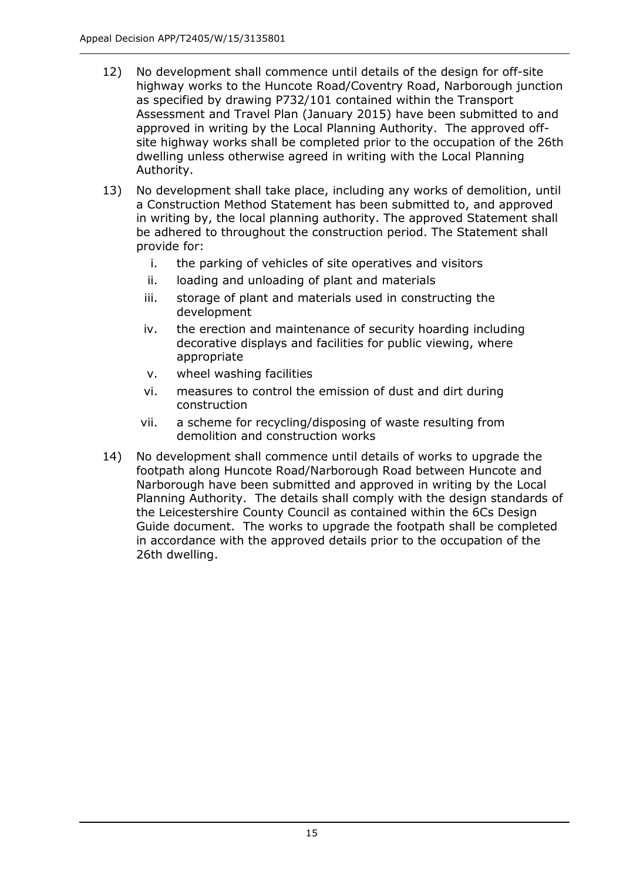12) No development shall commence until details of the design for off-site highway works to the Huncote Road/Coventry Road, Narborough junction as specified by drawing P732/101 contained within the Transport Assessment and Travel Plan (January 2015) have been submitted to and approved in writing by the Local Planning Authority. The approved off-site highway works shall be completed prior to the occupation of the 26th dwelling unless otherwise agreed in writing with the Local Planning Authority.

13) No development shall take place, including any works of demolition, until a Construction Method Statement has been submitted to, and approved in writing by, the local planning authority. The approved Statement shall be adhered to throughout the construction period. The Statement shall provide for:

    i. the parking of vehicles of site operatives and visitors
    ii. loading and unloading of plant and materials
    iii. storage of plant and materials used in constructing the development
    iv. the erection and maintenance of security hoarding including decorative displays and facilities for public viewing, where appropriate
    v. wheel washing facilities
    vi. measures to control the emission of dust and dirt during construction
    vii. a scheme for recycling/disposing of waste resulting from demolition and construction works

14) No development shall commence until details of works to upgrade the footpath along Huncote Road/Narborough Road between Huncote and Narborough have been submitted and approved in writing by the Local Planning Authority. The details shall comply with the design standards of the Leicestershire County Council as contained within the 6Cs Design Guide document. The works to upgrade the footpath shall be completed in accordance with the approved details prior to the occupation of the 26th dwelling.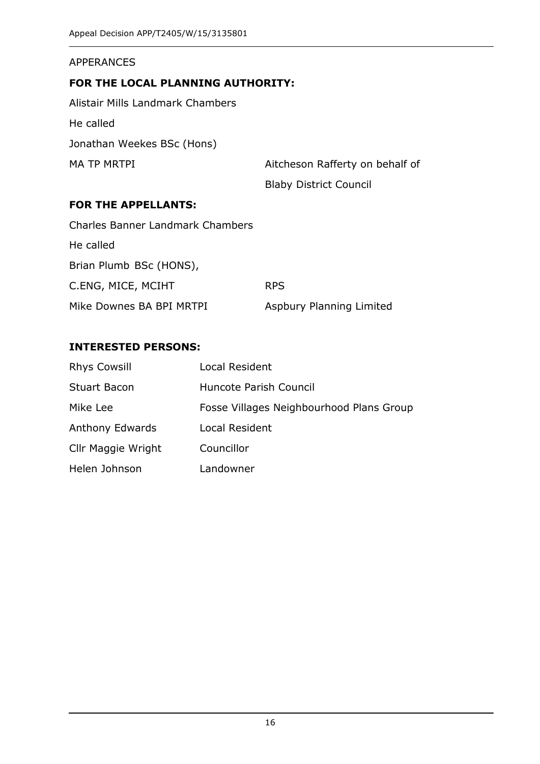APPERANCES

**FOR THE LOCAL PLANNING AUTHORITY:**

Alistair Mills Landmark Chambers

He called

Jonathan Weekes BSc (Hons)

MA TP MRTPI — Aitcheson Rafferty on behalf of Blaby District Council

**FOR THE APPELLANTS:**

Charles Banner Landmark Chambers

He called

Brian Plumb BSc (HONS), C.ENG, MICE, MCIHT — RPS

Mike Downes BA BPI MRTPI — Aspbury Planning Limited

**INTERESTED PERSONS:**

| | |
|---|---|
| Rhys Cowsill | Local Resident |
| Stuart Bacon | Huncote Parish Council |
| Mike Lee | Fosse Villages Neighbourhood Plans Group |
| Anthony Edwards | Local Resident |
| Cllr Maggie Wright | Councillor |
| Helen Johnson | Landowner |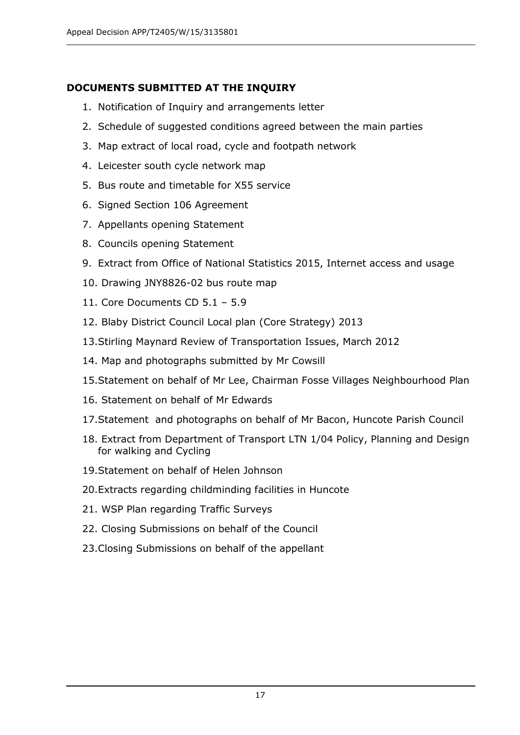**DOCUMENTS SUBMITTED AT THE INQUIRY**

1. Notification of Inquiry and arrangements letter
2. Schedule of suggested conditions agreed between the main parties
3. Map extract of local road, cycle and footpath network
4. Leicester south cycle network map
5. Bus route and timetable for X55 service
6. Signed Section 106 Agreement
7. Appellants opening Statement
8. Councils opening Statement
9. Extract from Office of National Statistics 2015, Internet access and usage
10. Drawing JNY8826-02 bus route map
11. Core Documents CD 5.1 – 5.9
12. Blaby District Council Local plan (Core Strategy) 2013
13. Stirling Maynard Review of Transportation Issues, March 2012
14. Map and photographs submitted by Mr Cowsill
15. Statement on behalf of Mr Lee, Chairman Fosse Villages Neighbourhood Plan
16. Statement on behalf of Mr Edwards
17. Statement and photographs on behalf of Mr Bacon, Huncote Parish Council
18. Extract from Department of Transport LTN 1/04 Policy, Planning and Design for walking and Cycling
19. Statement on behalf of Helen Johnson
20. Extracts regarding childminding facilities in Huncote
21. WSP Plan regarding Traffic Surveys
22. Closing Submissions on behalf of the Council
23. Closing Submissions on behalf of the appellant